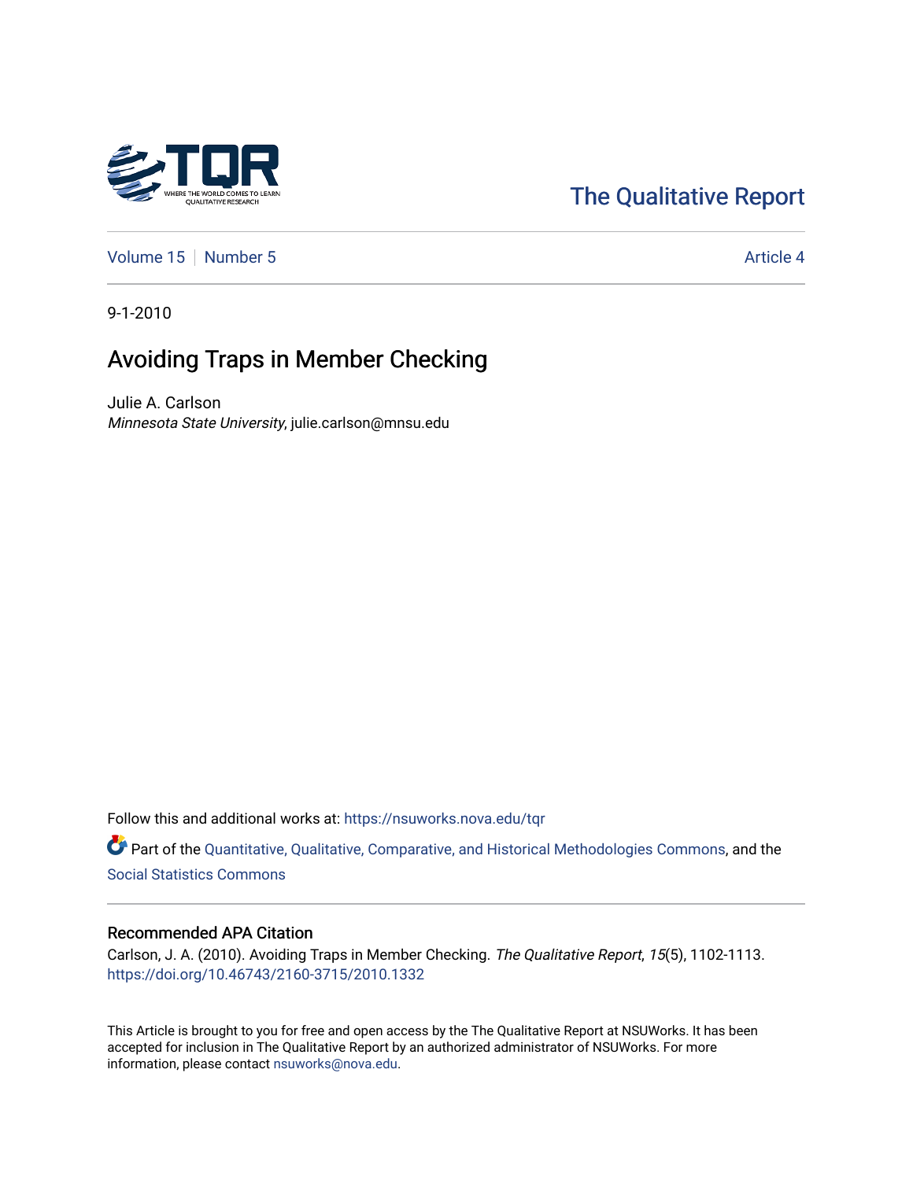The Qualitative Report

Volume 15 | Number 5 | Article 4

9-1-2010

# Avoiding Traps in Member Checking

Julie A. Carlson
*Minnesota State University*, julie.carlson@mnsu.edu

Follow this and additional works at: https://nsuworks.nova.edu/tqr

Part of the Quantitative, Qualitative, Comparative, and Historical Methodologies Commons, and the Social Statistics Commons

## Recommended APA Citation

Carlson, J. A. (2010). Avoiding Traps in Member Checking. *The Qualitative Report*, *15*(5), 1102-1113. https://doi.org/10.46743/2160-3715/2010.1332

This Article is brought to you for free and open access by the The Qualitative Report at NSUWorks. It has been accepted for inclusion in The Qualitative Report by an authorized administrator of NSUWorks. For more information, please contact nsuworks@nova.edu.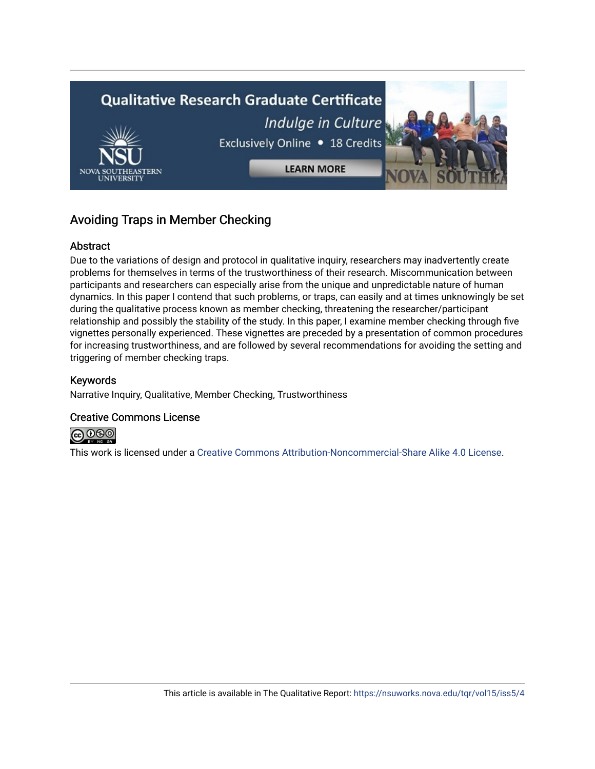## Avoiding Traps in Member Checking

### Abstract

Due to the variations of design and protocol in qualitative inquiry, researchers may inadvertently create problems for themselves in terms of the trustworthiness of their research. Miscommunication between participants and researchers can especially arise from the unique and unpredictable nature of human dynamics. In this paper I contend that such problems, or traps, can easily and at times unknowingly be set during the qualitative process known as member checking, threatening the researcher/participant relationship and possibly the stability of the study. In this paper, I examine member checking through five vignettes personally experienced. These vignettes are preceded by a presentation of common procedures for increasing trustworthiness, and are followed by several recommendations for avoiding the setting and triggering of member checking traps.

### Keywords

Narrative Inquiry, Qualitative, Member Checking, Trustworthiness

### Creative Commons License

This work is licensed under a Creative Commons Attribution-Noncommercial-Share Alike 4.0 License.

This article is available in The Qualitative Report: https://nsuworks.nova.edu/tqr/vol15/iss5/4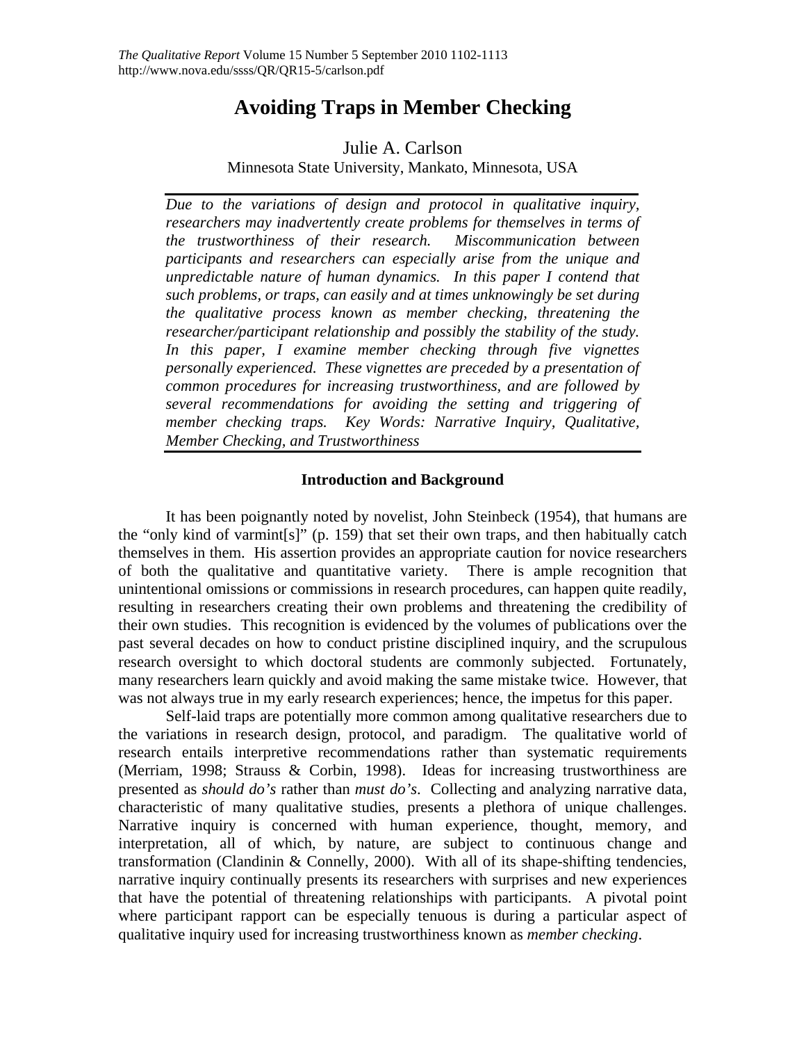# Avoiding Traps in Member Checking

Julie A. Carlson
Minnesota State University, Mankato, Minnesota, USA

*Due to the variations of design and protocol in qualitative inquiry, researchers may inadvertently create problems for themselves in terms of the trustworthiness of their research. Miscommunication between participants and researchers can especially arise from the unique and unpredictable nature of human dynamics. In this paper I contend that such problems, or traps, can easily and at times unknowingly be set during the qualitative process known as member checking, threatening the researcher/participant relationship and possibly the stability of the study. In this paper, I examine member checking through five vignettes personally experienced. These vignettes are preceded by a presentation of common procedures for increasing trustworthiness, and are followed by several recommendations for avoiding the setting and triggering of member checking traps. Key Words: Narrative Inquiry, Qualitative, Member Checking, and Trustworthiness*

## Introduction and Background

It has been poignantly noted by novelist, John Steinbeck (1954), that humans are the "only kind of varmint[s]" (p. 159) that set their own traps, and then habitually catch themselves in them. His assertion provides an appropriate caution for novice researchers of both the qualitative and quantitative variety. There is ample recognition that unintentional omissions or commissions in research procedures, can happen quite readily, resulting in researchers creating their own problems and threatening the credibility of their own studies. This recognition is evidenced by the volumes of publications over the past several decades on how to conduct pristine disciplined inquiry, and the scrupulous research oversight to which doctoral students are commonly subjected. Fortunately, many researchers learn quickly and avoid making the same mistake twice. However, that was not always true in my early research experiences; hence, the impetus for this paper.

Self-laid traps are potentially more common among qualitative researchers due to the variations in research design, protocol, and paradigm. The qualitative world of research entails interpretive recommendations rather than systematic requirements (Merriam, 1998; Strauss & Corbin, 1998). Ideas for increasing trustworthiness are presented as *should do's* rather than *must do's*. Collecting and analyzing narrative data, characteristic of many qualitative studies, presents a plethora of unique challenges. Narrative inquiry is concerned with human experience, thought, memory, and interpretation, all of which, by nature, are subject to continuous change and transformation (Clandinin & Connelly, 2000). With all of its shape-shifting tendencies, narrative inquiry continually presents its researchers with surprises and new experiences that have the potential of threatening relationships with participants. A pivotal point where participant rapport can be especially tenuous is during a particular aspect of qualitative inquiry used for increasing trustworthiness known as *member checking*.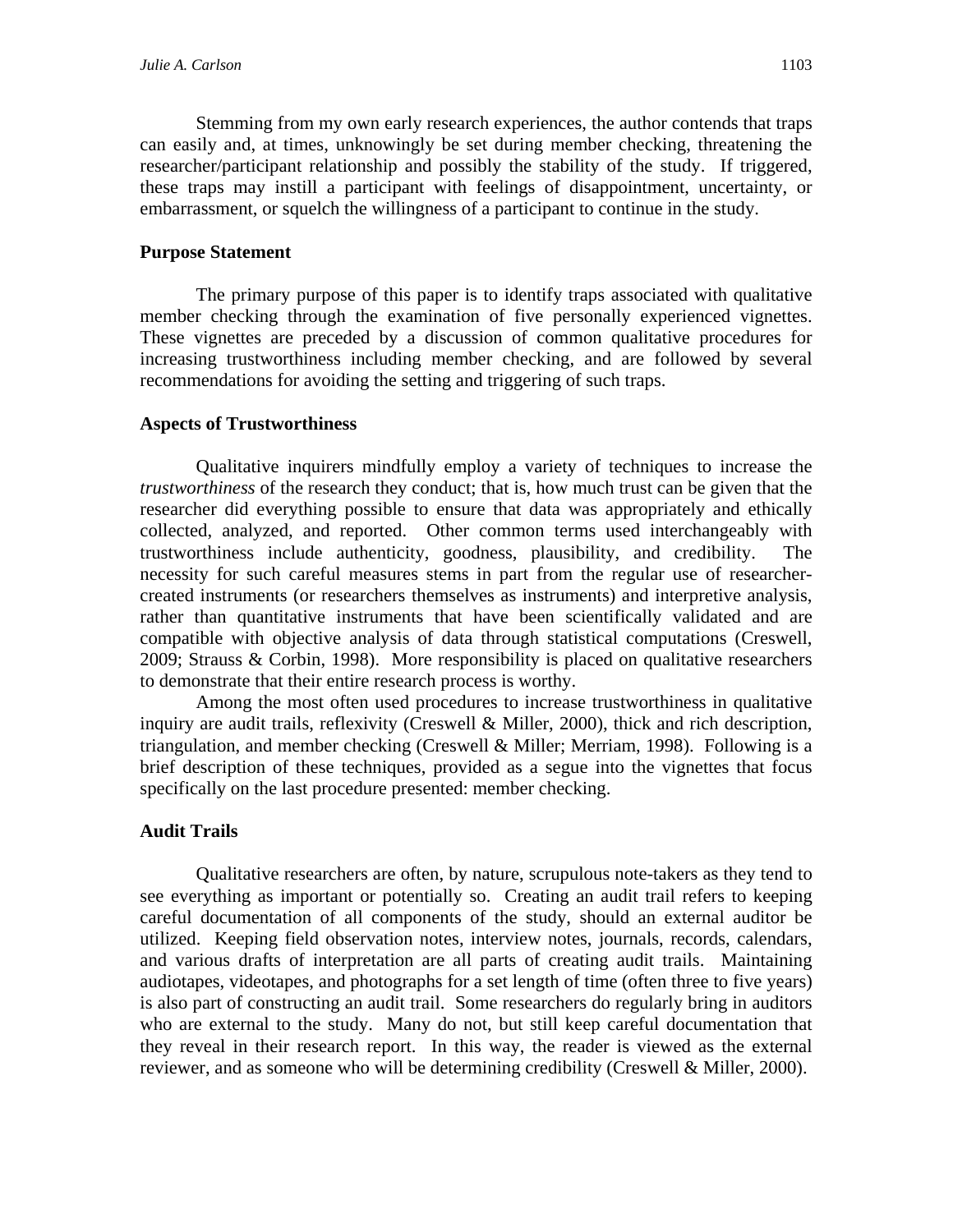Stemming from my own early research experiences, the author contends that traps can easily and, at times, unknowingly be set during member checking, threatening the researcher/participant relationship and possibly the stability of the study. If triggered, these traps may instill a participant with feelings of disappointment, uncertainty, or embarrassment, or squelch the willingness of a participant to continue in the study.

## Purpose Statement

The primary purpose of this paper is to identify traps associated with qualitative member checking through the examination of five personally experienced vignettes. These vignettes are preceded by a discussion of common qualitative procedures for increasing trustworthiness including member checking, and are followed by several recommendations for avoiding the setting and triggering of such traps.

## Aspects of Trustworthiness

Qualitative inquirers mindfully employ a variety of techniques to increase the *trustworthiness* of the research they conduct; that is, how much trust can be given that the researcher did everything possible to ensure that data was appropriately and ethically collected, analyzed, and reported. Other common terms used interchangeably with trustworthiness include authenticity, goodness, plausibility, and credibility. The necessity for such careful measures stems in part from the regular use of researcher-created instruments (or researchers themselves as instruments) and interpretive analysis, rather than quantitative instruments that have been scientifically validated and are compatible with objective analysis of data through statistical computations (Creswell, 2009; Strauss & Corbin, 1998). More responsibility is placed on qualitative researchers to demonstrate that their entire research process is worthy.

Among the most often used procedures to increase trustworthiness in qualitative inquiry are audit trails, reflexivity (Creswell & Miller, 2000), thick and rich description, triangulation, and member checking (Creswell & Miller; Merriam, 1998). Following is a brief description of these techniques, provided as a segue into the vignettes that focus specifically on the last procedure presented: member checking.

## Audit Trails

Qualitative researchers are often, by nature, scrupulous note-takers as they tend to see everything as important or potentially so. Creating an audit trail refers to keeping careful documentation of all components of the study, should an external auditor be utilized. Keeping field observation notes, interview notes, journals, records, calendars, and various drafts of interpretation are all parts of creating audit trails. Maintaining audiotapes, videotapes, and photographs for a set length of time (often three to five years) is also part of constructing an audit trail. Some researchers do regularly bring in auditors who are external to the study. Many do not, but still keep careful documentation that they reveal in their research report. In this way, the reader is viewed as the external reviewer, and as someone who will be determining credibility (Creswell & Miller, 2000).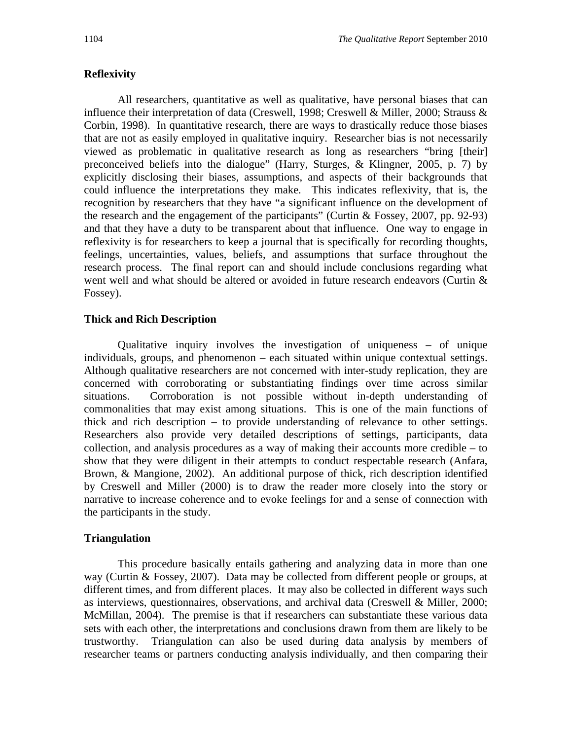## Reflexivity

All researchers, quantitative as well as qualitative, have personal biases that can influence their interpretation of data (Creswell, 1998; Creswell & Miller, 2000; Strauss & Corbin, 1998). In quantitative research, there are ways to drastically reduce those biases that are not as easily employed in qualitative inquiry. Researcher bias is not necessarily viewed as problematic in qualitative research as long as researchers "bring [their] preconceived beliefs into the dialogue" (Harry, Sturges, & Klingner, 2005, p. 7) by explicitly disclosing their biases, assumptions, and aspects of their backgrounds that could influence the interpretations they make. This indicates reflexivity, that is, the recognition by researchers that they have "a significant influence on the development of the research and the engagement of the participants" (Curtin & Fossey, 2007, pp. 92-93) and that they have a duty to be transparent about that influence. One way to engage in reflexivity is for researchers to keep a journal that is specifically for recording thoughts, feelings, uncertainties, values, beliefs, and assumptions that surface throughout the research process. The final report can and should include conclusions regarding what went well and what should be altered or avoided in future research endeavors (Curtin & Fossey).

## Thick and Rich Description

Qualitative inquiry involves the investigation of uniqueness – of unique individuals, groups, and phenomenon – each situated within unique contextual settings. Although qualitative researchers are not concerned with inter-study replication, they are concerned with corroborating or substantiating findings over time across similar situations. Corroboration is not possible without in-depth understanding of commonalities that may exist among situations. This is one of the main functions of thick and rich description – to provide understanding of relevance to other settings. Researchers also provide very detailed descriptions of settings, participants, data collection, and analysis procedures as a way of making their accounts more credible – to show that they were diligent in their attempts to conduct respectable research (Anfara, Brown, & Mangione, 2002). An additional purpose of thick, rich description identified by Creswell and Miller (2000) is to draw the reader more closely into the story or narrative to increase coherence and to evoke feelings for and a sense of connection with the participants in the study.

## Triangulation

This procedure basically entails gathering and analyzing data in more than one way (Curtin & Fossey, 2007). Data may be collected from different people or groups, at different times, and from different places. It may also be collected in different ways such as interviews, questionnaires, observations, and archival data (Creswell & Miller, 2000; McMillan, 2004). The premise is that if researchers can substantiate these various data sets with each other, the interpretations and conclusions drawn from them are likely to be trustworthy. Triangulation can also be used during data analysis by members of researcher teams or partners conducting analysis individually, and then comparing their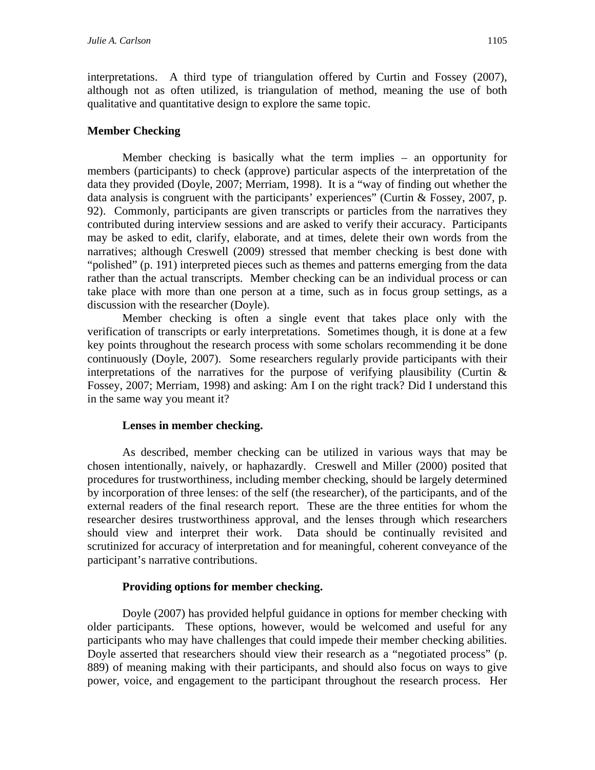interpretations. A third type of triangulation offered by Curtin and Fossey (2007), although not as often utilized, is triangulation of method, meaning the use of both qualitative and quantitative design to explore the same topic.

## Member Checking

Member checking is basically what the term implies – an opportunity for members (participants) to check (approve) particular aspects of the interpretation of the data they provided (Doyle, 2007; Merriam, 1998). It is a "way of finding out whether the data analysis is congruent with the participants' experiences" (Curtin & Fossey, 2007, p. 92). Commonly, participants are given transcripts or particles from the narratives they contributed during interview sessions and are asked to verify their accuracy. Participants may be asked to edit, clarify, elaborate, and at times, delete their own words from the narratives; although Creswell (2009) stressed that member checking is best done with "polished" (p. 191) interpreted pieces such as themes and patterns emerging from the data rather than the actual transcripts. Member checking can be an individual process or can take place with more than one person at a time, such as in focus group settings, as a discussion with the researcher (Doyle).

Member checking is often a single event that takes place only with the verification of transcripts or early interpretations. Sometimes though, it is done at a few key points throughout the research process with some scholars recommending it be done continuously (Doyle, 2007). Some researchers regularly provide participants with their interpretations of the narratives for the purpose of verifying plausibility (Curtin & Fossey, 2007; Merriam, 1998) and asking: Am I on the right track? Did I understand this in the same way you meant it?

### Lenses in member checking.

As described, member checking can be utilized in various ways that may be chosen intentionally, naively, or haphazardly. Creswell and Miller (2000) posited that procedures for trustworthiness, including member checking, should be largely determined by incorporation of three lenses: of the self (the researcher), of the participants, and of the external readers of the final research report. These are the three entities for whom the researcher desires trustworthiness approval, and the lenses through which researchers should view and interpret their work. Data should be continually revisited and scrutinized for accuracy of interpretation and for meaningful, coherent conveyance of the participant's narrative contributions.

### Providing options for member checking.

Doyle (2007) has provided helpful guidance in options for member checking with older participants. These options, however, would be welcomed and useful for any participants who may have challenges that could impede their member checking abilities. Doyle asserted that researchers should view their research as a "negotiated process" (p. 889) of meaning making with their participants, and should also focus on ways to give power, voice, and engagement to the participant throughout the research process. Her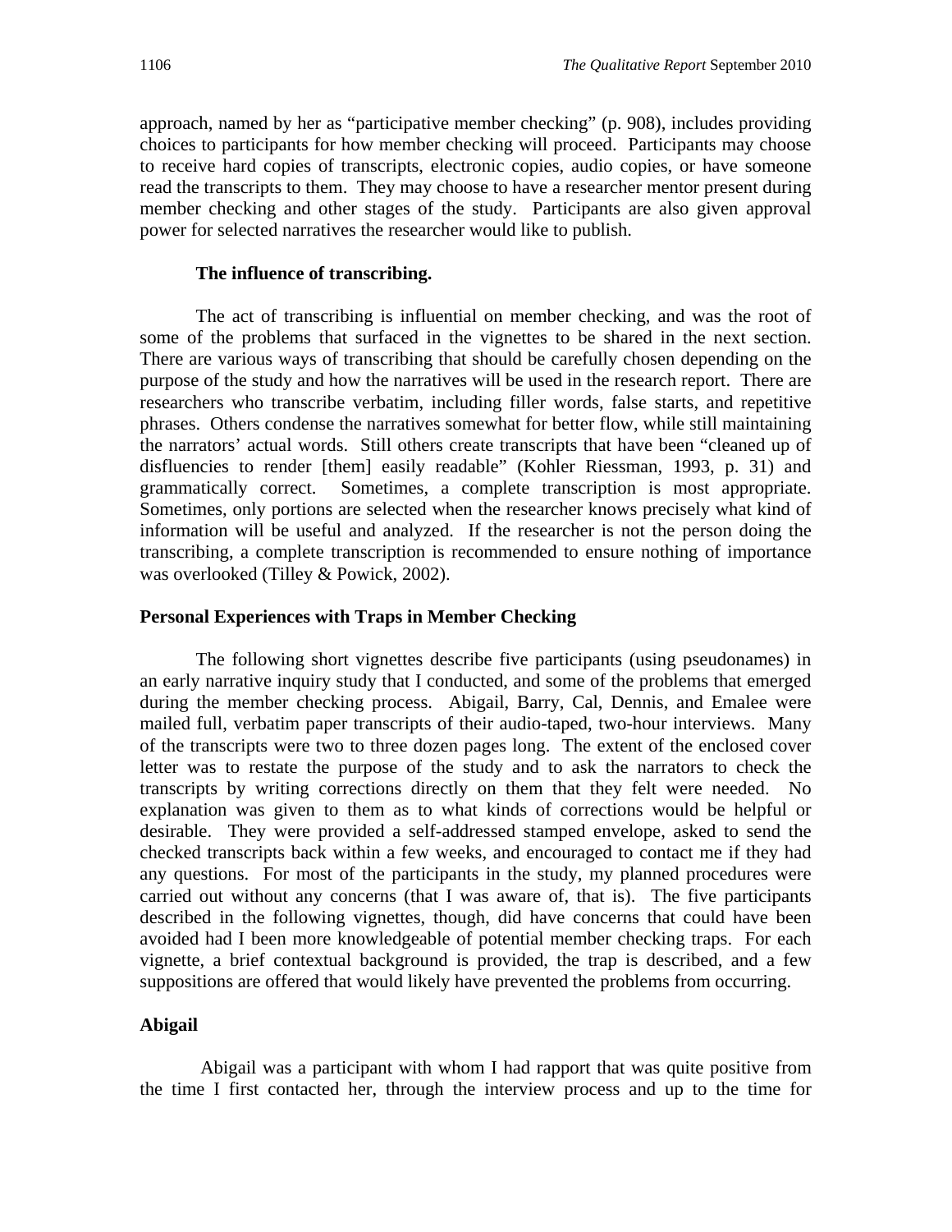approach, named by her as "participative member checking" (p. 908), includes providing choices to participants for how member checking will proceed. Participants may choose to receive hard copies of transcripts, electronic copies, audio copies, or have someone read the transcripts to them. They may choose to have a researcher mentor present during member checking and other stages of the study. Participants are also given approval power for selected narratives the researcher would like to publish.

#### The influence of transcribing.

The act of transcribing is influential on member checking, and was the root of some of the problems that surfaced in the vignettes to be shared in the next section. There are various ways of transcribing that should be carefully chosen depending on the purpose of the study and how the narratives will be used in the research report. There are researchers who transcribe verbatim, including filler words, false starts, and repetitive phrases. Others condense the narratives somewhat for better flow, while still maintaining the narrators' actual words. Still others create transcripts that have been "cleaned up of disfluencies to render [them] easily readable" (Kohler Riessman, 1993, p. 31) and grammatically correct. Sometimes, a complete transcription is most appropriate. Sometimes, only portions are selected when the researcher knows precisely what kind of information will be useful and analyzed. If the researcher is not the person doing the transcribing, a complete transcription is recommended to ensure nothing of importance was overlooked (Tilley & Powick, 2002).

### Personal Experiences with Traps in Member Checking

The following short vignettes describe five participants (using pseudonames) in an early narrative inquiry study that I conducted, and some of the problems that emerged during the member checking process. Abigail, Barry, Cal, Dennis, and Emalee were mailed full, verbatim paper transcripts of their audio-taped, two-hour interviews. Many of the transcripts were two to three dozen pages long. The extent of the enclosed cover letter was to restate the purpose of the study and to ask the narrators to check the transcripts by writing corrections directly on them that they felt were needed. No explanation was given to them as to what kinds of corrections would be helpful or desirable. They were provided a self-addressed stamped envelope, asked to send the checked transcripts back within a few weeks, and encouraged to contact me if they had any questions. For most of the participants in the study, my planned procedures were carried out without any concerns (that I was aware of, that is). The five participants described in the following vignettes, though, did have concerns that could have been avoided had I been more knowledgeable of potential member checking traps. For each vignette, a brief contextual background is provided, the trap is described, and a few suppositions are offered that would likely have prevented the problems from occurring.

### Abigail

Abigail was a participant with whom I had rapport that was quite positive from the time I first contacted her, through the interview process and up to the time for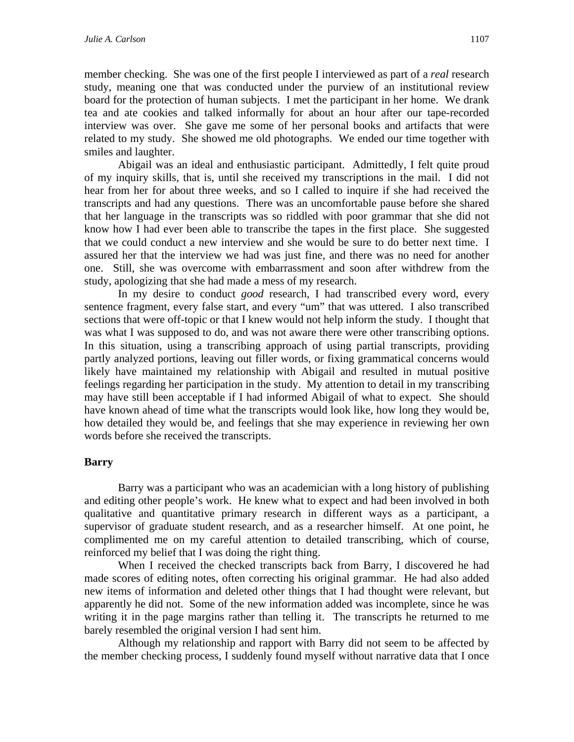member checking. She was one of the first people I interviewed as part of a *real* research study, meaning one that was conducted under the purview of an institutional review board for the protection of human subjects. I met the participant in her home. We drank tea and ate cookies and talked informally for about an hour after our tape-recorded interview was over. She gave me some of her personal books and artifacts that were related to my study. She showed me old photographs. We ended our time together with smiles and laughter.

Abigail was an ideal and enthusiastic participant. Admittedly, I felt quite proud of my inquiry skills, that is, until she received my transcriptions in the mail. I did not hear from her for about three weeks, and so I called to inquire if she had received the transcripts and had any questions. There was an uncomfortable pause before she shared that her language in the transcripts was so riddled with poor grammar that she did not know how I had ever been able to transcribe the tapes in the first place. She suggested that we could conduct a new interview and she would be sure to do better next time. I assured her that the interview we had was just fine, and there was no need for another one. Still, she was overcome with embarrassment and soon after withdrew from the study, apologizing that she had made a mess of my research.

In my desire to conduct *good* research, I had transcribed every word, every sentence fragment, every false start, and every "um" that was uttered. I also transcribed sections that were off-topic or that I knew would not help inform the study. I thought that was what I was supposed to do, and was not aware there were other transcribing options. In this situation, using a transcribing approach of using partial transcripts, providing partly analyzed portions, leaving out filler words, or fixing grammatical concerns would likely have maintained my relationship with Abigail and resulted in mutual positive feelings regarding her participation in the study. My attention to detail in my transcribing may have still been acceptable if I had informed Abigail of what to expect. She should have known ahead of time what the transcripts would look like, how long they would be, how detailed they would be, and feelings that she may experience in reviewing her own words before she received the transcripts.

### Barry

Barry was a participant who was an academician with a long history of publishing and editing other people's work. He knew what to expect and had been involved in both qualitative and quantitative primary research in different ways as a participant, a supervisor of graduate student research, and as a researcher himself. At one point, he complimented me on my careful attention to detailed transcribing, which of course, reinforced my belief that I was doing the right thing.

When I received the checked transcripts back from Barry, I discovered he had made scores of editing notes, often correcting his original grammar. He had also added new items of information and deleted other things that I had thought were relevant, but apparently he did not. Some of the new information added was incomplete, since he was writing it in the page margins rather than telling it. The transcripts he returned to me barely resembled the original version I had sent him.

Although my relationship and rapport with Barry did not seem to be affected by the member checking process, I suddenly found myself without narrative data that I once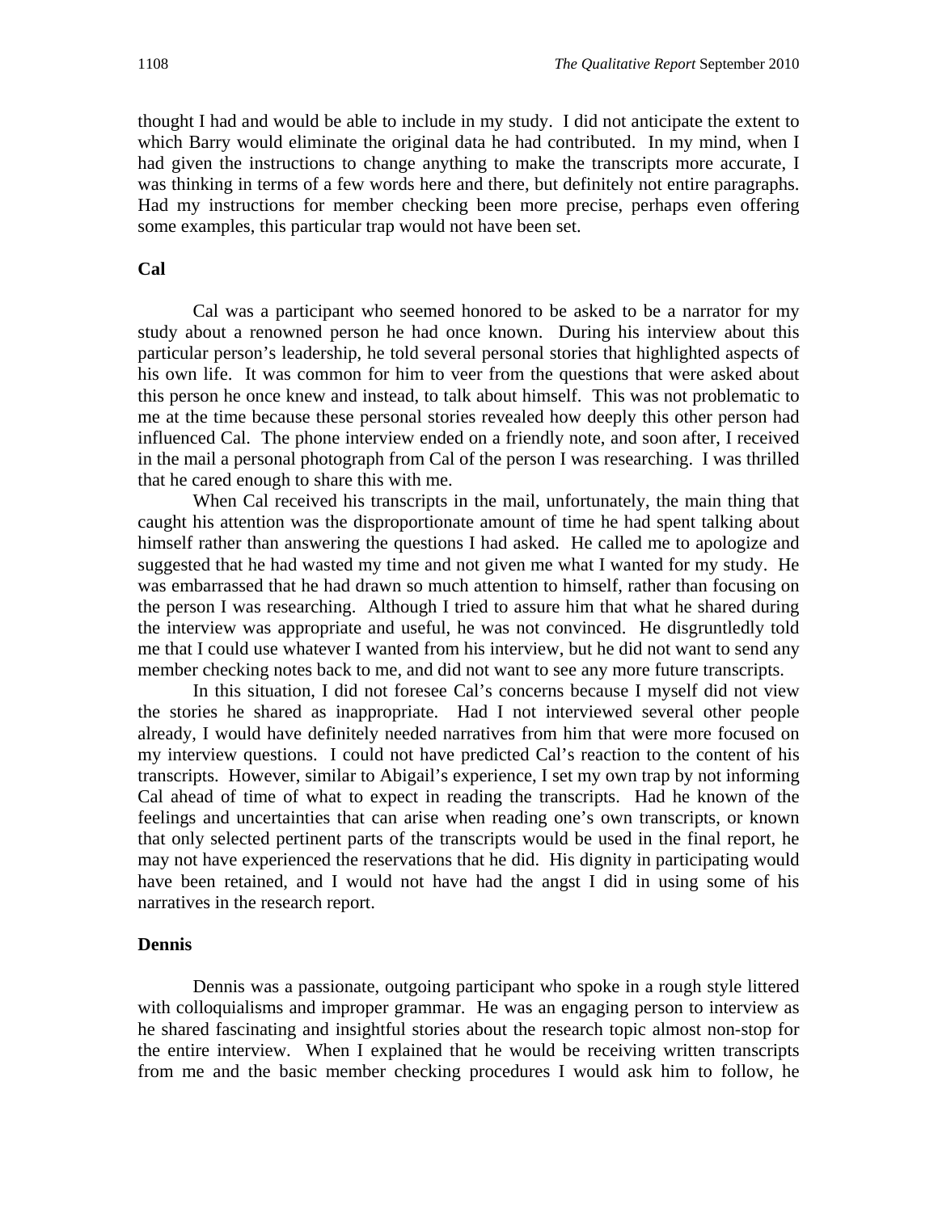thought I had and would be able to include in my study. I did not anticipate the extent to which Barry would eliminate the original data he had contributed. In my mind, when I had given the instructions to change anything to make the transcripts more accurate, I was thinking in terms of a few words here and there, but definitely not entire paragraphs. Had my instructions for member checking been more precise, perhaps even offering some examples, this particular trap would not have been set.

**Cal**

Cal was a participant who seemed honored to be asked to be a narrator for my study about a renowned person he had once known. During his interview about this particular person's leadership, he told several personal stories that highlighted aspects of his own life. It was common for him to veer from the questions that were asked about this person he once knew and instead, to talk about himself. This was not problematic to me at the time because these personal stories revealed how deeply this other person had influenced Cal. The phone interview ended on a friendly note, and soon after, I received in the mail a personal photograph from Cal of the person I was researching. I was thrilled that he cared enough to share this with me.

When Cal received his transcripts in the mail, unfortunately, the main thing that caught his attention was the disproportionate amount of time he had spent talking about himself rather than answering the questions I had asked. He called me to apologize and suggested that he had wasted my time and not given me what I wanted for my study. He was embarrassed that he had drawn so much attention to himself, rather than focusing on the person I was researching. Although I tried to assure him that what he shared during the interview was appropriate and useful, he was not convinced. He disgruntledly told me that I could use whatever I wanted from his interview, but he did not want to send any member checking notes back to me, and did not want to see any more future transcripts.

In this situation, I did not foresee Cal's concerns because I myself did not view the stories he shared as inappropriate. Had I not interviewed several other people already, I would have definitely needed narratives from him that were more focused on my interview questions. I could not have predicted Cal's reaction to the content of his transcripts. However, similar to Abigail's experience, I set my own trap by not informing Cal ahead of time of what to expect in reading the transcripts. Had he known of the feelings and uncertainties that can arise when reading one's own transcripts, or known that only selected pertinent parts of the transcripts would be used in the final report, he may not have experienced the reservations that he did. His dignity in participating would have been retained, and I would not have had the angst I did in using some of his narratives in the research report.

**Dennis**

Dennis was a passionate, outgoing participant who spoke in a rough style littered with colloquialisms and improper grammar. He was an engaging person to interview as he shared fascinating and insightful stories about the research topic almost non-stop for the entire interview. When I explained that he would be receiving written transcripts from me and the basic member checking procedures I would ask him to follow, he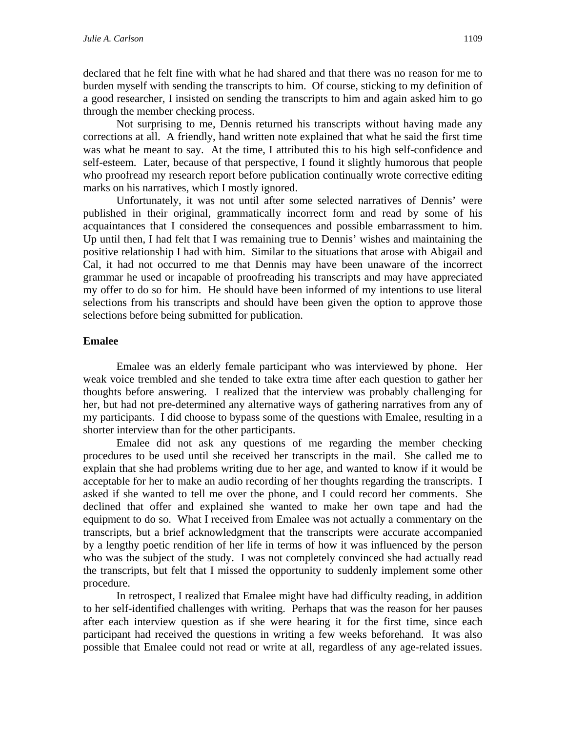declared that he felt fine with what he had shared and that there was no reason for me to burden myself with sending the transcripts to him. Of course, sticking to my definition of a good researcher, I insisted on sending the transcripts to him and again asked him to go through the member checking process.

Not surprising to me, Dennis returned his transcripts without having made any corrections at all. A friendly, hand written note explained that what he said the first time was what he meant to say. At the time, I attributed this to his high self-confidence and self-esteem. Later, because of that perspective, I found it slightly humorous that people who proofread my research report before publication continually wrote corrective editing marks on his narratives, which I mostly ignored.

Unfortunately, it was not until after some selected narratives of Dennis' were published in their original, grammatically incorrect form and read by some of his acquaintances that I considered the consequences and possible embarrassment to him. Up until then, I had felt that I was remaining true to Dennis' wishes and maintaining the positive relationship I had with him. Similar to the situations that arose with Abigail and Cal, it had not occurred to me that Dennis may have been unaware of the incorrect grammar he used or incapable of proofreading his transcripts and may have appreciated my offer to do so for him. He should have been informed of my intentions to use literal selections from his transcripts and should have been given the option to approve those selections before being submitted for publication.

**Emalee**

Emalee was an elderly female participant who was interviewed by phone. Her weak voice trembled and she tended to take extra time after each question to gather her thoughts before answering. I realized that the interview was probably challenging for her, but had not pre-determined any alternative ways of gathering narratives from any of my participants. I did choose to bypass some of the questions with Emalee, resulting in a shorter interview than for the other participants.

Emalee did not ask any questions of me regarding the member checking procedures to be used until she received her transcripts in the mail. She called me to explain that she had problems writing due to her age, and wanted to know if it would be acceptable for her to make an audio recording of her thoughts regarding the transcripts. I asked if she wanted to tell me over the phone, and I could record her comments. She declined that offer and explained she wanted to make her own tape and had the equipment to do so. What I received from Emalee was not actually a commentary on the transcripts, but a brief acknowledgment that the transcripts were accurate accompanied by a lengthy poetic rendition of her life in terms of how it was influenced by the person who was the subject of the study. I was not completely convinced she had actually read the transcripts, but felt that I missed the opportunity to suddenly implement some other procedure.

In retrospect, I realized that Emalee might have had difficulty reading, in addition to her self-identified challenges with writing. Perhaps that was the reason for her pauses after each interview question as if she were hearing it for the first time, since each participant had received the questions in writing a few weeks beforehand. It was also possible that Emalee could not read or write at all, regardless of any age-related issues.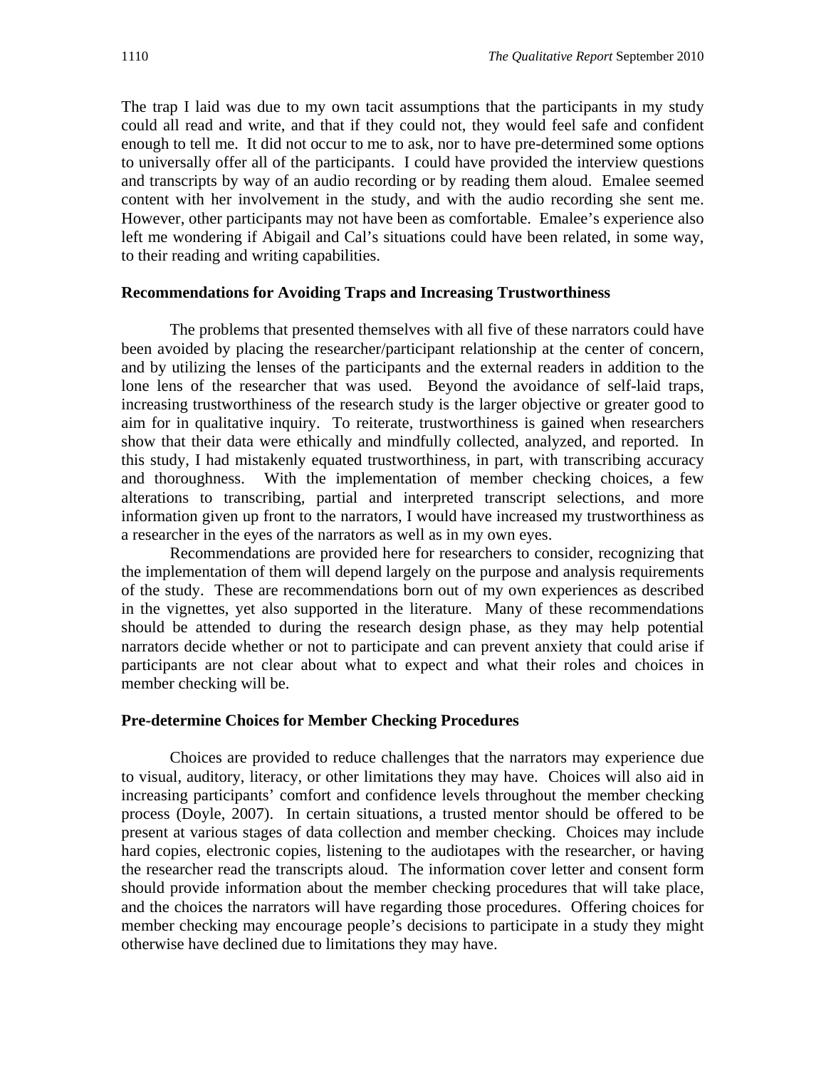The trap I laid was due to my own tacit assumptions that the participants in my study could all read and write, and that if they could not, they would feel safe and confident enough to tell me. It did not occur to me to ask, nor to have pre-determined some options to universally offer all of the participants. I could have provided the interview questions and transcripts by way of an audio recording or by reading them aloud. Emalee seemed content with her involvement in the study, and with the audio recording she sent me. However, other participants may not have been as comfortable. Emalee's experience also left me wondering if Abigail and Cal's situations could have been related, in some way, to their reading and writing capabilities.

### Recommendations for Avoiding Traps and Increasing Trustworthiness

The problems that presented themselves with all five of these narrators could have been avoided by placing the researcher/participant relationship at the center of concern, and by utilizing the lenses of the participants and the external readers in addition to the lone lens of the researcher that was used. Beyond the avoidance of self-laid traps, increasing trustworthiness of the research study is the larger objective or greater good to aim for in qualitative inquiry. To reiterate, trustworthiness is gained when researchers show that their data were ethically and mindfully collected, analyzed, and reported. In this study, I had mistakenly equated trustworthiness, in part, with transcribing accuracy and thoroughness. With the implementation of member checking choices, a few alterations to transcribing, partial and interpreted transcript selections, and more information given up front to the narrators, I would have increased my trustworthiness as a researcher in the eyes of the narrators as well as in my own eyes.

Recommendations are provided here for researchers to consider, recognizing that the implementation of them will depend largely on the purpose and analysis requirements of the study. These are recommendations born out of my own experiences as described in the vignettes, yet also supported in the literature. Many of these recommendations should be attended to during the research design phase, as they may help potential narrators decide whether or not to participate and can prevent anxiety that could arise if participants are not clear about what to expect and what their roles and choices in member checking will be.

### Pre-determine Choices for Member Checking Procedures

Choices are provided to reduce challenges that the narrators may experience due to visual, auditory, literacy, or other limitations they may have. Choices will also aid in increasing participants' comfort and confidence levels throughout the member checking process (Doyle, 2007). In certain situations, a trusted mentor should be offered to be present at various stages of data collection and member checking. Choices may include hard copies, electronic copies, listening to the audiotapes with the researcher, or having the researcher read the transcripts aloud. The information cover letter and consent form should provide information about the member checking procedures that will take place, and the choices the narrators will have regarding those procedures. Offering choices for member checking may encourage people's decisions to participate in a study they might otherwise have declined due to limitations they may have.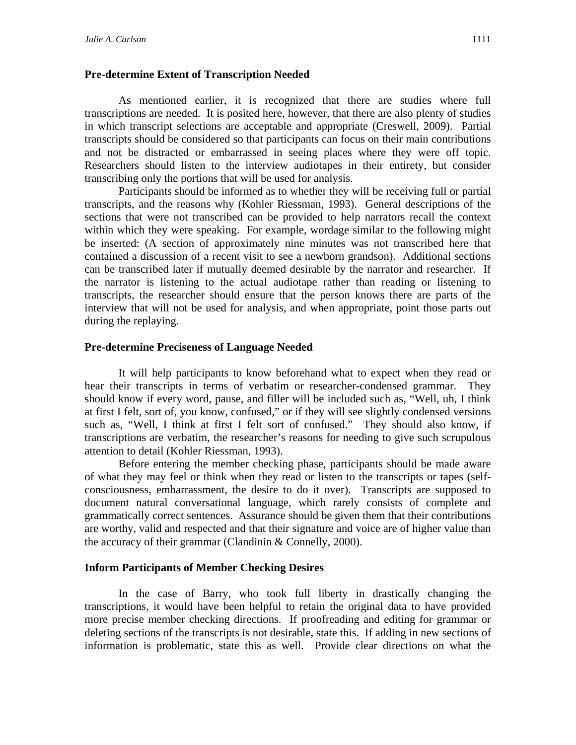### Pre-determine Extent of Transcription Needed

As mentioned earlier, it is recognized that there are studies where full transcriptions are needed. It is posited here, however, that there are also plenty of studies in which transcript selections are acceptable and appropriate (Creswell, 2009). Partial transcripts should be considered so that participants can focus on their main contributions and not be distracted or embarrassed in seeing places where they were off topic. Researchers should listen to the interview audiotapes in their entirety, but consider transcribing only the portions that will be used for analysis.

Participants should be informed as to whether they will be receiving full or partial transcripts, and the reasons why (Kohler Riessman, 1993). General descriptions of the sections that were not transcribed can be provided to help narrators recall the context within which they were speaking. For example, wordage similar to the following might be inserted: (A section of approximately nine minutes was not transcribed here that contained a discussion of a recent visit to see a newborn grandson). Additional sections can be transcribed later if mutually deemed desirable by the narrator and researcher. If the narrator is listening to the actual audiotape rather than reading or listening to transcripts, the researcher should ensure that the person knows there are parts of the interview that will not be used for analysis, and when appropriate, point those parts out during the replaying.

### Pre-determine Preciseness of Language Needed

It will help participants to know beforehand what to expect when they read or hear their transcripts in terms of verbatim or researcher-condensed grammar. They should know if every word, pause, and filler will be included such as, "Well, uh, I think at first I felt, sort of, you know, confused," or if they will see slightly condensed versions such as, "Well, I think at first I felt sort of confused." They should also know, if transcriptions are verbatim, the researcher's reasons for needing to give such scrupulous attention to detail (Kohler Riessman, 1993).

Before entering the member checking phase, participants should be made aware of what they may feel or think when they read or listen to the transcripts or tapes (self-consciousness, embarrassment, the desire to do it over). Transcripts are supposed to document natural conversational language, which rarely consists of complete and grammatically correct sentences. Assurance should be given them that their contributions are worthy, valid and respected and that their signature and voice are of higher value than the accuracy of their grammar (Clandinin & Connelly, 2000).

### Inform Participants of Member Checking Desires

In the case of Barry, who took full liberty in drastically changing the transcriptions, it would have been helpful to retain the original data to have provided more precise member checking directions. If proofreading and editing for grammar or deleting sections of the transcripts is not desirable, state this. If adding in new sections of information is problematic, state this as well. Provide clear directions on what the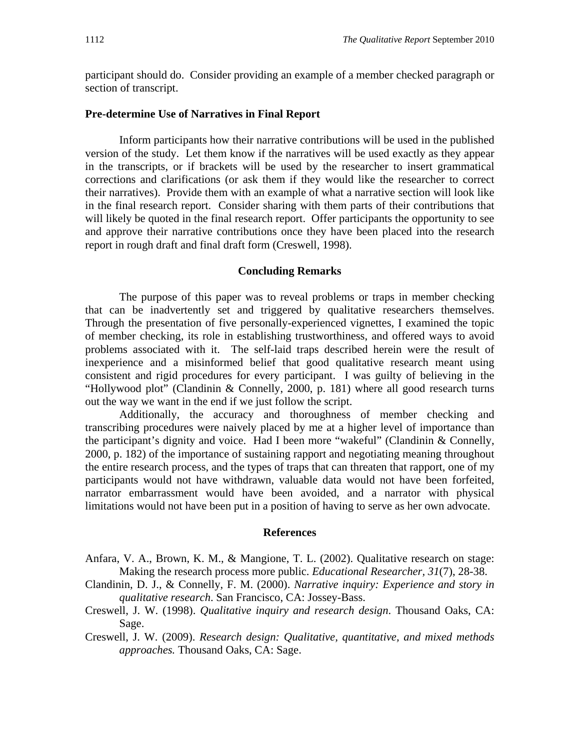participant should do. Consider providing an example of a member checked paragraph or section of transcript.

### Pre-determine Use of Narratives in Final Report

Inform participants how their narrative contributions will be used in the published version of the study. Let them know if the narratives will be used exactly as they appear in the transcripts, or if brackets will be used by the researcher to insert grammatical corrections and clarifications (or ask them if they would like the researcher to correct their narratives). Provide them with an example of what a narrative section will look like in the final research report. Consider sharing with them parts of their contributions that will likely be quoted in the final research report. Offer participants the opportunity to see and approve their narrative contributions once they have been placed into the research report in rough draft and final draft form (Creswell, 1998).

## Concluding Remarks

The purpose of this paper was to reveal problems or traps in member checking that can be inadvertently set and triggered by qualitative researchers themselves. Through the presentation of five personally-experienced vignettes, I examined the topic of member checking, its role in establishing trustworthiness, and offered ways to avoid problems associated with it. The self-laid traps described herein were the result of inexperience and a misinformed belief that good qualitative research meant using consistent and rigid procedures for every participant. I was guilty of believing in the "Hollywood plot" (Clandinin & Connelly, 2000, p. 181) where all good research turns out the way we want in the end if we just follow the script.

Additionally, the accuracy and thoroughness of member checking and transcribing procedures were naively placed by me at a higher level of importance than the participant's dignity and voice. Had I been more "wakeful" (Clandinin & Connelly, 2000, p. 182) of the importance of sustaining rapport and negotiating meaning throughout the entire research process, and the types of traps that can threaten that rapport, one of my participants would not have withdrawn, valuable data would not have been forfeited, narrator embarrassment would have been avoided, and a narrator with physical limitations would not have been put in a position of having to serve as her own advocate.

## References

Anfara, V. A., Brown, K. M., & Mangione, T. L. (2002). Qualitative research on stage: Making the research process more public. *Educational Researcher, 31*(7), 28-38.

Clandinin, D. J., & Connelly, F. M. (2000). *Narrative inquiry: Experience and story in qualitative research*. San Francisco, CA: Jossey-Bass.

Creswell, J. W. (1998). *Qualitative inquiry and research design*. Thousand Oaks, CA: Sage.

Creswell, J. W. (2009). *Research design: Qualitative, quantitative, and mixed methods approaches.* Thousand Oaks, CA: Sage.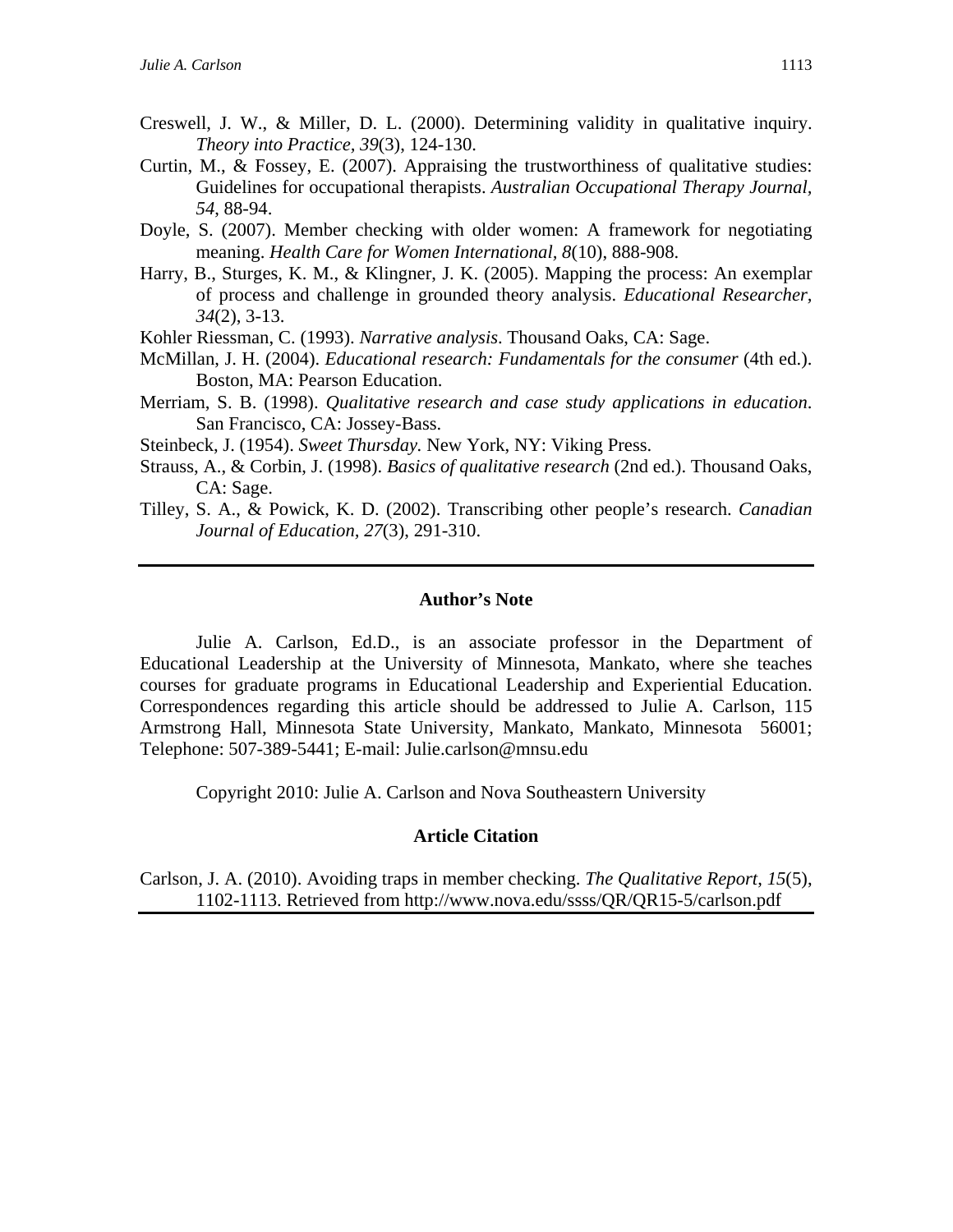Creswell, J. W., & Miller, D. L. (2000). Determining validity in qualitative inquiry. *Theory into Practice, 39*(3), 124-130.

Curtin, M., & Fossey, E. (2007). Appraising the trustworthiness of qualitative studies: Guidelines for occupational therapists. *Australian Occupational Therapy Journal, 54*, 88-94.

Doyle, S. (2007). Member checking with older women: A framework for negotiating meaning. *Health Care for Women International, 8*(10), 888-908.

Harry, B., Sturges, K. M., & Klingner, J. K. (2005). Mapping the process: An exemplar of process and challenge in grounded theory analysis. *Educational Researcher, 34*(2), 3-13.

Kohler Riessman, C. (1993). *Narrative analysis*. Thousand Oaks, CA: Sage.

McMillan, J. H. (2004). *Educational research: Fundamentals for the consumer* (4th ed.). Boston, MA: Pearson Education.

Merriam, S. B. (1998). *Qualitative research and case study applications in education*. San Francisco, CA: Jossey-Bass.

Steinbeck, J. (1954). *Sweet Thursday.* New York, NY: Viking Press.

Strauss, A., & Corbin, J. (1998). *Basics of qualitative research* (2nd ed.). Thousand Oaks, CA: Sage.

Tilley, S. A., & Powick, K. D. (2002). Transcribing other people's research. *Canadian Journal of Education, 27*(3), 291-310.

---

## Author's Note

Julie A. Carlson, Ed.D., is an associate professor in the Department of Educational Leadership at the University of Minnesota, Mankato, where she teaches courses for graduate programs in Educational Leadership and Experiential Education. Correspondences regarding this article should be addressed to Julie A. Carlson, 115 Armstrong Hall, Minnesota State University, Mankato, Mankato, Minnesota 56001; Telephone: 507-389-5441; E-mail: Julie.carlson@mnsu.edu

Copyright 2010: Julie A. Carlson and Nova Southeastern University

## Article Citation

Carlson, J. A. (2010). Avoiding traps in member checking. *The Qualitative Report, 15*(5), 1102-1113. Retrieved from http://www.nova.edu/ssss/QR/QR15-5/carlson.pdf